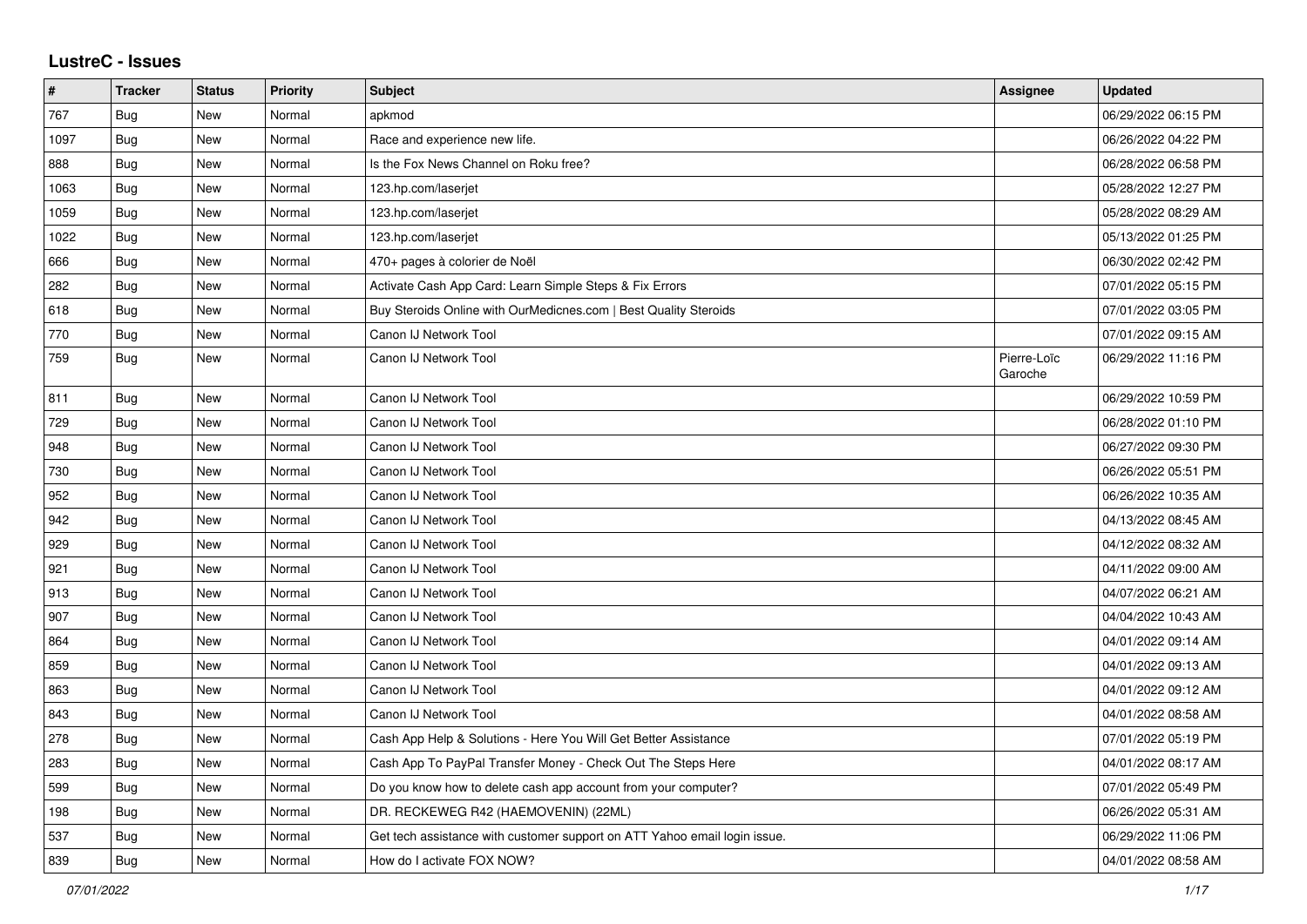# LustreC - Issues

| # | Tracker | Status | Priority | Subject | Assignee | Updated |
|---|---|---|---|---|---|---|
| 767 | Bug | New | Normal | apkmod | | 06/29/2022 06:15 PM |
| 1097 | Bug | New | Normal | Race and experience new life. | | 06/26/2022 04:22 PM |
| 888 | Bug | New | Normal | Is the Fox News Channel on Roku free? | | 06/28/2022 06:58 PM |
| 1063 | Bug | New | Normal | 123.hp.com/laserjet | | 05/28/2022 12:27 PM |
| 1059 | Bug | New | Normal | 123.hp.com/laserjet | | 05/28/2022 08:29 AM |
| 1022 | Bug | New | Normal | 123.hp.com/laserjet | | 05/13/2022 01:25 PM |
| 666 | Bug | New | Normal | 470+ pages à colorier de Noël | | 06/30/2022 02:42 PM |
| 282 | Bug | New | Normal | Activate Cash App Card: Learn Simple Steps & Fix Errors | | 07/01/2022 05:15 PM |
| 618 | Bug | New | Normal | Buy Steroids Online with OurMedicnes.com \| Best Quality Steroids | | 07/01/2022 03:05 PM |
| 770 | Bug | New | Normal | Canon IJ Network Tool | | 07/01/2022 09:15 AM |
| 759 | Bug | New | Normal | Canon IJ Network Tool | Pierre-Loïc Garoche | 06/29/2022 11:16 PM |
| 811 | Bug | New | Normal | Canon IJ Network Tool | | 06/29/2022 10:59 PM |
| 729 | Bug | New | Normal | Canon IJ Network Tool | | 06/28/2022 01:10 PM |
| 948 | Bug | New | Normal | Canon IJ Network Tool | | 06/27/2022 09:30 PM |
| 730 | Bug | New | Normal | Canon IJ Network Tool | | 06/26/2022 05:51 PM |
| 952 | Bug | New | Normal | Canon IJ Network Tool | | 06/26/2022 10:35 AM |
| 942 | Bug | New | Normal | Canon IJ Network Tool | | 04/13/2022 08:45 AM |
| 929 | Bug | New | Normal | Canon IJ Network Tool | | 04/12/2022 08:32 AM |
| 921 | Bug | New | Normal | Canon IJ Network Tool | | 04/11/2022 09:00 AM |
| 913 | Bug | New | Normal | Canon IJ Network Tool | | 04/07/2022 06:21 AM |
| 907 | Bug | New | Normal | Canon IJ Network Tool | | 04/04/2022 10:43 AM |
| 864 | Bug | New | Normal | Canon IJ Network Tool | | 04/01/2022 09:14 AM |
| 859 | Bug | New | Normal | Canon IJ Network Tool | | 04/01/2022 09:13 AM |
| 863 | Bug | New | Normal | Canon IJ Network Tool | | 04/01/2022 09:12 AM |
| 843 | Bug | New | Normal | Canon IJ Network Tool | | 04/01/2022 08:58 AM |
| 278 | Bug | New | Normal | Cash App Help & Solutions - Here You Will Get Better Assistance | | 07/01/2022 05:19 PM |
| 283 | Bug | New | Normal | Cash App To PayPal Transfer Money - Check Out The Steps Here | | 04/01/2022 08:17 AM |
| 599 | Bug | New | Normal | Do you know how to delete cash app account from your computer? | | 07/01/2022 05:49 PM |
| 198 | Bug | New | Normal | DR. RECKEWEG R42 (HAEMOVENIN) (22ML) | | 06/26/2022 05:31 AM |
| 537 | Bug | New | Normal | Get tech assistance with customer support on ATT Yahoo email login issue. | | 06/29/2022 11:06 PM |
| 839 | Bug | New | Normal | How do I activate FOX NOW? | | 04/01/2022 08:58 AM |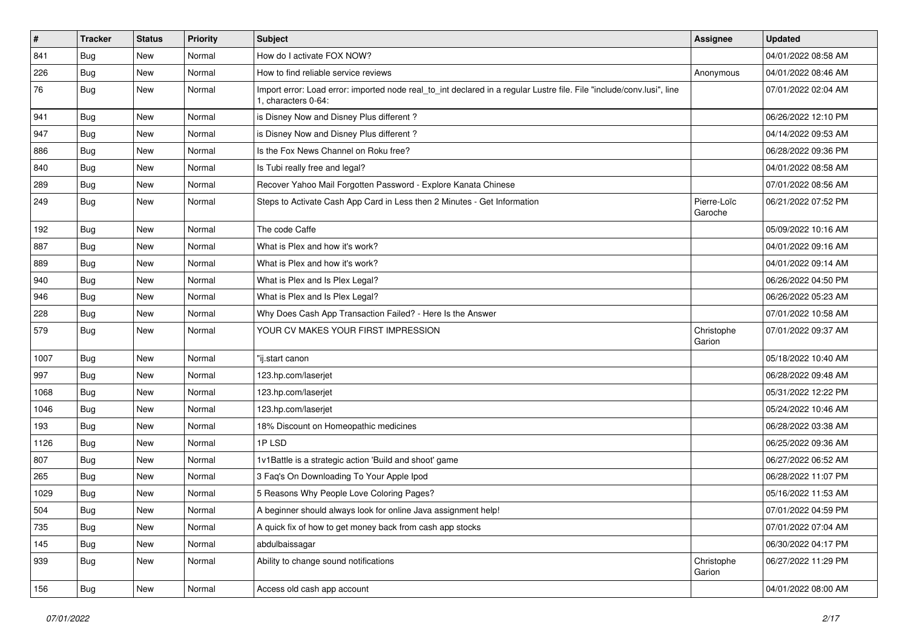| # | Tracker | Status | Priority | Subject | Assignee | Updated |
|---|---|---|---|---|---|---|
| 841 | Bug | New | Normal | How do I activate FOX NOW? | | 04/01/2022 08:58 AM |
| 226 | Bug | New | Normal | How to find reliable service reviews | Anonymous | 04/01/2022 08:46 AM |
| 76 | Bug | New | Normal | Import error: Load error: imported node real_to_int declared in a regular Lustre file. File "include/conv.lusi", line 1, characters 0-64: | | 07/01/2022 02:04 AM |
| 941 | Bug | New | Normal | is Disney Now and Disney Plus different ? | | 06/26/2022 12:10 PM |
| 947 | Bug | New | Normal | is Disney Now and Disney Plus different ? | | 04/14/2022 09:53 AM |
| 886 | Bug | New | Normal | Is the Fox News Channel on Roku free? | | 06/28/2022 09:36 PM |
| 840 | Bug | New | Normal | Is Tubi really free and legal? | | 04/01/2022 08:58 AM |
| 289 | Bug | New | Normal | Recover Yahoo Mail Forgotten Password - Explore Kanata Chinese | | 07/01/2022 08:56 AM |
| 249 | Bug | New | Normal | Steps to Activate Cash App Card in Less then 2 Minutes - Get Information | Pierre-Loïc Garoche | 06/21/2022 07:52 PM |
| 192 | Bug | New | Normal | The code Caffe | | 05/09/2022 10:16 AM |
| 887 | Bug | New | Normal | What is Plex and how it's work? | | 04/01/2022 09:16 AM |
| 889 | Bug | New | Normal | What is Plex and how it's work? | | 04/01/2022 09:14 AM |
| 940 | Bug | New | Normal | What is Plex and Is Plex Legal? | | 06/26/2022 04:50 PM |
| 946 | Bug | New | Normal | What is Plex and Is Plex Legal? | | 06/26/2022 05:23 AM |
| 228 | Bug | New | Normal | Why Does Cash App Transaction Failed? - Here Is the Answer | | 07/01/2022 10:58 AM |
| 579 | Bug | New | Normal | YOUR CV MAKES YOUR FIRST IMPRESSION | Christophe Garion | 07/01/2022 09:37 AM |
| 1007 | Bug | New | Normal | "ij.start canon | | 05/18/2022 10:40 AM |
| 997 | Bug | New | Normal | 123.hp.com/laserjet | | 06/28/2022 09:48 AM |
| 1068 | Bug | New | Normal | 123.hp.com/laserjet | | 05/31/2022 12:22 PM |
| 1046 | Bug | New | Normal | 123.hp.com/laserjet | | 05/24/2022 10:46 AM |
| 193 | Bug | New | Normal | 18% Discount on Homeopathic medicines | | 06/28/2022 03:38 AM |
| 1126 | Bug | New | Normal | 1P LSD | | 06/25/2022 09:36 AM |
| 807 | Bug | New | Normal | 1v1Battle is a strategic action 'Build and shoot' game | | 06/27/2022 06:52 AM |
| 265 | Bug | New | Normal | 3 Faq's On Downloading To Your Apple Ipod | | 06/28/2022 11:07 PM |
| 1029 | Bug | New | Normal | 5 Reasons Why People Love Coloring Pages? | | 05/16/2022 11:53 AM |
| 504 | Bug | New | Normal | A beginner should always look for online Java assignment help! | | 07/01/2022 04:59 PM |
| 735 | Bug | New | Normal | A quick fix of how to get money back from cash app stocks | | 07/01/2022 07:04 AM |
| 145 | Bug | New | Normal | abdulbaissagar | | 06/30/2022 04:17 PM |
| 939 | Bug | New | Normal | Ability to change sound notifications | Christophe Garion | 06/27/2022 11:29 PM |
| 156 | Bug | New | Normal | Access old cash app account | | 04/01/2022 08:00 AM |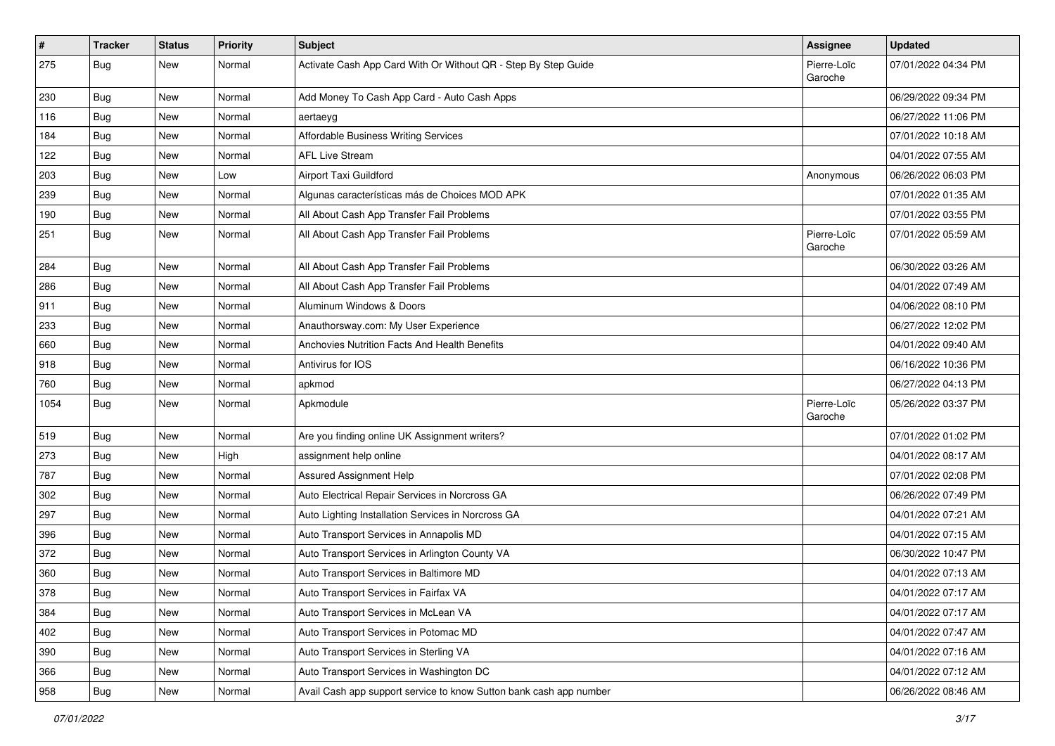| # | Tracker | Status | Priority | Subject | Assignee | Updated |
| --- | --- | --- | --- | --- | --- | --- |
| 275 | Bug | New | Normal | Activate Cash App Card With Or Without QR - Step By Step Guide | Pierre-Loïc Garoche | 07/01/2022 04:34 PM |
| 230 | Bug | New | Normal | Add Money To Cash App Card - Auto Cash Apps | | 06/29/2022 09:34 PM |
| 116 | Bug | New | Normal | aertaeyg | | 06/27/2022 11:06 PM |
| 184 | Bug | New | Normal | Affordable Business Writing Services | | 07/01/2022 10:18 AM |
| 122 | Bug | New | Normal | AFL Live Stream | | 04/01/2022 07:55 AM |
| 203 | Bug | New | Low | Airport Taxi Guildford | Anonymous | 06/26/2022 06:03 PM |
| 239 | Bug | New | Normal | Algunas características más de Choices MOD APK | | 07/01/2022 01:35 AM |
| 190 | Bug | New | Normal | All About Cash App Transfer Fail Problems | | 07/01/2022 03:55 PM |
| 251 | Bug | New | Normal | All About Cash App Transfer Fail Problems | Pierre-Loïc Garoche | 07/01/2022 05:59 AM |
| 284 | Bug | New | Normal | All About Cash App Transfer Fail Problems | | 06/30/2022 03:26 AM |
| 286 | Bug | New | Normal | All About Cash App Transfer Fail Problems | | 04/01/2022 07:49 AM |
| 911 | Bug | New | Normal | Aluminum Windows & Doors | | 04/06/2022 08:10 PM |
| 233 | Bug | New | Normal | Anauthorsway.com: My User Experience | | 06/27/2022 12:02 PM |
| 660 | Bug | New | Normal | Anchovies Nutrition Facts And Health Benefits | | 04/01/2022 09:40 AM |
| 918 | Bug | New | Normal | Antivirus for IOS | | 06/16/2022 10:36 PM |
| 760 | Bug | New | Normal | apkmod | | 06/27/2022 04:13 PM |
| 1054 | Bug | New | Normal | Apkmodule | Pierre-Loïc Garoche | 05/26/2022 03:37 PM |
| 519 | Bug | New | Normal | Are you finding online UK Assignment writers? | | 07/01/2022 01:02 PM |
| 273 | Bug | New | High | assignment help online | | 04/01/2022 08:17 AM |
| 787 | Bug | New | Normal | Assured Assignment Help | | 07/01/2022 02:08 PM |
| 302 | Bug | New | Normal | Auto Electrical Repair Services in Norcross GA | | 06/26/2022 07:49 PM |
| 297 | Bug | New | Normal | Auto Lighting Installation Services in Norcross GA | | 04/01/2022 07:21 AM |
| 396 | Bug | New | Normal | Auto Transport Services in Annapolis MD | | 04/01/2022 07:15 AM |
| 372 | Bug | New | Normal | Auto Transport Services in Arlington County VA | | 06/30/2022 10:47 PM |
| 360 | Bug | New | Normal | Auto Transport Services in Baltimore MD | | 04/01/2022 07:13 AM |
| 378 | Bug | New | Normal | Auto Transport Services in Fairfax VA | | 04/01/2022 07:17 AM |
| 384 | Bug | New | Normal | Auto Transport Services in McLean VA | | 04/01/2022 07:17 AM |
| 402 | Bug | New | Normal | Auto Transport Services in Potomac MD | | 04/01/2022 07:47 AM |
| 390 | Bug | New | Normal | Auto Transport Services in Sterling VA | | 04/01/2022 07:16 AM |
| 366 | Bug | New | Normal | Auto Transport Services in Washington DC | | 04/01/2022 07:12 AM |
| 958 | Bug | New | Normal | Avail Cash app support service to know Sutton bank cash app number | | 06/26/2022 08:46 AM |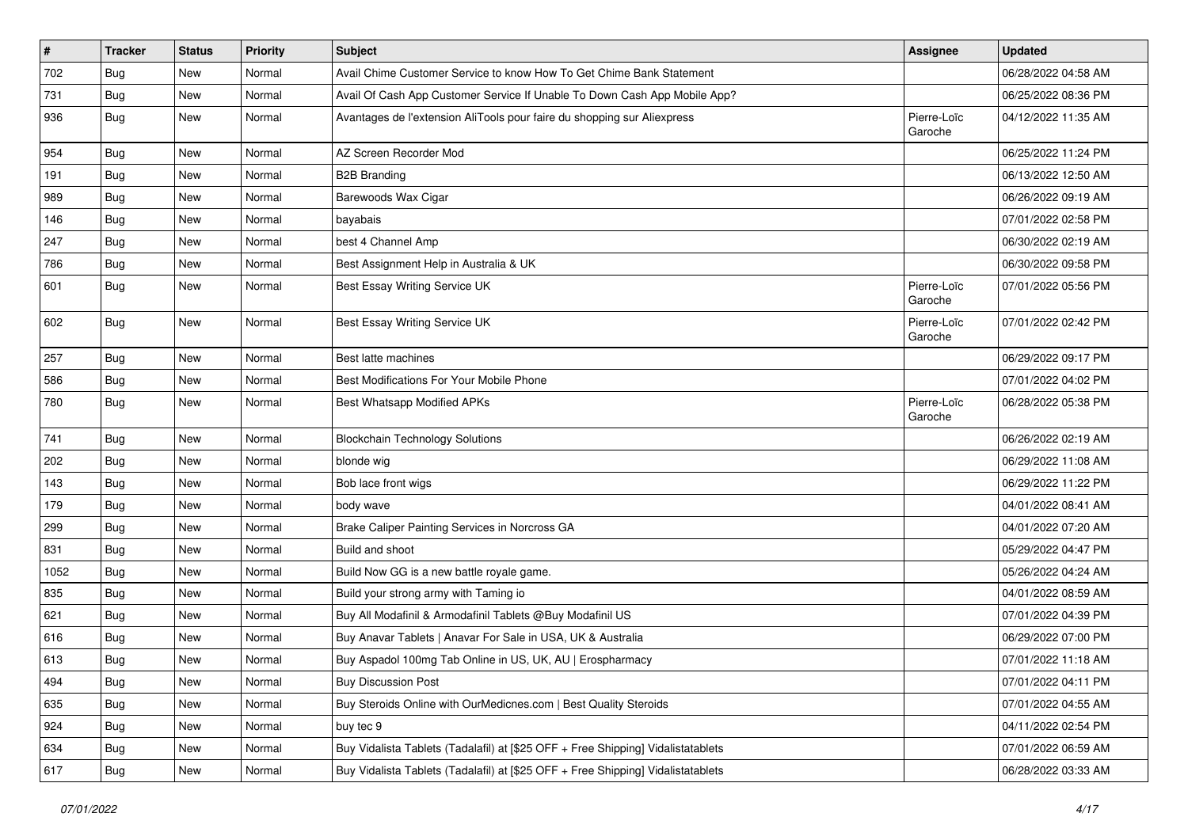| # | Tracker | Status | Priority | Subject | Assignee | Updated |
|---|---|---|---|---|---|---|
| 702 | Bug | New | Normal | Avail Chime Customer Service to know How To Get Chime Bank Statement | | 06/28/2022 04:58 AM |
| 731 | Bug | New | Normal | Avail Of Cash App Customer Service If Unable To Down Cash App Mobile App? | | 06/25/2022 08:36 PM |
| 936 | Bug | New | Normal | Avantages de l'extension AliTools pour faire du shopping sur Aliexpress | Pierre-Loïc Garoche | 04/12/2022 11:35 AM |
| 954 | Bug | New | Normal | AZ Screen Recorder Mod | | 06/25/2022 11:24 PM |
| 191 | Bug | New | Normal | B2B Branding | | 06/13/2022 12:50 AM |
| 989 | Bug | New | Normal | Barewoods Wax Cigar | | 06/26/2022 09:19 AM |
| 146 | Bug | New | Normal | bayabais | | 07/01/2022 02:58 PM |
| 247 | Bug | New | Normal | best 4 Channel Amp | | 06/30/2022 02:19 AM |
| 786 | Bug | New | Normal | Best Assignment Help in Australia & UK | | 06/30/2022 09:58 PM |
| 601 | Bug | New | Normal | Best Essay Writing Service UK | Pierre-Loïc Garoche | 07/01/2022 05:56 PM |
| 602 | Bug | New | Normal | Best Essay Writing Service UK | Pierre-Loïc Garoche | 07/01/2022 02:42 PM |
| 257 | Bug | New | Normal | Best latte machines | | 06/29/2022 09:17 PM |
| 586 | Bug | New | Normal | Best Modifications For Your Mobile Phone | | 07/01/2022 04:02 PM |
| 780 | Bug | New | Normal | Best Whatsapp Modified APKs | Pierre-Loïc Garoche | 06/28/2022 05:38 PM |
| 741 | Bug | New | Normal | Blockchain Technology Solutions | | 06/26/2022 02:19 AM |
| 202 | Bug | New | Normal | blonde wig | | 06/29/2022 11:08 AM |
| 143 | Bug | New | Normal | Bob lace front wigs | | 06/29/2022 11:22 PM |
| 179 | Bug | New | Normal | body wave | | 04/01/2022 08:41 AM |
| 299 | Bug | New | Normal | Brake Caliper Painting Services in Norcross GA | | 04/01/2022 07:20 AM |
| 831 | Bug | New | Normal | Build and shoot | | 05/29/2022 04:47 PM |
| 1052 | Bug | New | Normal | Build Now GG is a new battle royale game. | | 05/26/2022 04:24 AM |
| 835 | Bug | New | Normal | Build your strong army with Taming io | | 04/01/2022 08:59 AM |
| 621 | Bug | New | Normal | Buy All Modafinil & Armodafinil Tablets @Buy Modafinil US | | 07/01/2022 04:39 PM |
| 616 | Bug | New | Normal | Buy Anavar Tablets \| Anavar For Sale in USA, UK & Australia | | 06/29/2022 07:00 PM |
| 613 | Bug | New | Normal | Buy Aspadol 100mg Tab Online in US, UK, AU \| Erospharmacy | | 07/01/2022 11:18 AM |
| 494 | Bug | New | Normal | Buy Discussion Post | | 07/01/2022 04:11 PM |
| 635 | Bug | New | Normal | Buy Steroids Online with OurMedicnes.com \| Best Quality Steroids | | 07/01/2022 04:55 AM |
| 924 | Bug | New | Normal | buy tec 9 | | 04/11/2022 02:54 PM |
| 634 | Bug | New | Normal | Buy Vidalista Tablets (Tadalafil) at [$25 OFF + Free Shipping] Vidalistatablets | | 07/01/2022 06:59 AM |
| 617 | Bug | New | Normal | Buy Vidalista Tablets (Tadalafil) at [$25 OFF + Free Shipping] Vidalistatablets | | 06/28/2022 03:33 AM |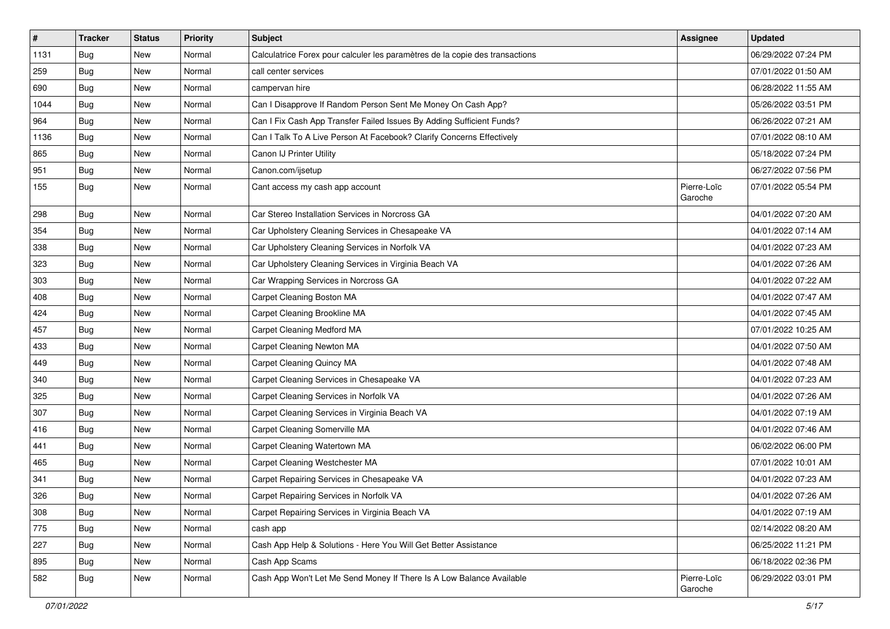| # | Tracker | Status | Priority | Subject | Assignee | Updated |
|---|---|---|---|---|---|---|
| 1131 | Bug | New | Normal | Calculatrice Forex pour calculer les paramètres de la copie des transactions | | 06/29/2022 07:24 PM |
| 259 | Bug | New | Normal | call center services | | 07/01/2022 01:50 AM |
| 690 | Bug | New | Normal | campervan hire | | 06/28/2022 11:55 AM |
| 1044 | Bug | New | Normal | Can I Disapprove If Random Person Sent Me Money On Cash App? | | 05/26/2022 03:51 PM |
| 964 | Bug | New | Normal | Can I Fix Cash App Transfer Failed Issues By Adding Sufficient Funds? | | 06/26/2022 07:21 AM |
| 1136 | Bug | New | Normal | Can I Talk To A Live Person At Facebook? Clarify Concerns Effectively | | 07/01/2022 08:10 AM |
| 865 | Bug | New | Normal | Canon IJ Printer Utility | | 05/18/2022 07:24 PM |
| 951 | Bug | New | Normal | Canon.com/ijsetup | | 06/27/2022 07:56 PM |
| 155 | Bug | New | Normal | Cant access my cash app account | Pierre-Loïc Garoche | 07/01/2022 05:54 PM |
| 298 | Bug | New | Normal | Car Stereo Installation Services in Norcross GA | | 04/01/2022 07:20 AM |
| 354 | Bug | New | Normal | Car Upholstery Cleaning Services in Chesapeake VA | | 04/01/2022 07:14 AM |
| 338 | Bug | New | Normal | Car Upholstery Cleaning Services in Norfolk VA | | 04/01/2022 07:23 AM |
| 323 | Bug | New | Normal | Car Upholstery Cleaning Services in Virginia Beach VA | | 04/01/2022 07:26 AM |
| 303 | Bug | New | Normal | Car Wrapping Services in Norcross GA | | 04/01/2022 07:22 AM |
| 408 | Bug | New | Normal | Carpet Cleaning Boston MA | | 04/01/2022 07:47 AM |
| 424 | Bug | New | Normal | Carpet Cleaning Brookline MA | | 04/01/2022 07:45 AM |
| 457 | Bug | New | Normal | Carpet Cleaning Medford MA | | 07/01/2022 10:25 AM |
| 433 | Bug | New | Normal | Carpet Cleaning Newton MA | | 04/01/2022 07:50 AM |
| 449 | Bug | New | Normal | Carpet Cleaning Quincy MA | | 04/01/2022 07:48 AM |
| 340 | Bug | New | Normal | Carpet Cleaning Services in Chesapeake VA | | 04/01/2022 07:23 AM |
| 325 | Bug | New | Normal | Carpet Cleaning Services in Norfolk VA | | 04/01/2022 07:26 AM |
| 307 | Bug | New | Normal | Carpet Cleaning Services in Virginia Beach VA | | 04/01/2022 07:19 AM |
| 416 | Bug | New | Normal | Carpet Cleaning Somerville MA | | 04/01/2022 07:46 AM |
| 441 | Bug | New | Normal | Carpet Cleaning Watertown MA | | 06/02/2022 06:00 PM |
| 465 | Bug | New | Normal | Carpet Cleaning Westchester MA | | 07/01/2022 10:01 AM |
| 341 | Bug | New | Normal | Carpet Repairing Services in Chesapeake VA | | 04/01/2022 07:23 AM |
| 326 | Bug | New | Normal | Carpet Repairing Services in Norfolk VA | | 04/01/2022 07:26 AM |
| 308 | Bug | New | Normal | Carpet Repairing Services in Virginia Beach VA | | 04/01/2022 07:19 AM |
| 775 | Bug | New | Normal | cash app | | 02/14/2022 08:20 AM |
| 227 | Bug | New | Normal | Cash App Help & Solutions - Here You Will Get Better Assistance | | 06/25/2022 11:21 PM |
| 895 | Bug | New | Normal | Cash App Scams | | 06/18/2022 02:36 PM |
| 582 | Bug | New | Normal | Cash App Won't Let Me Send Money If There Is A Low Balance Available | Pierre-Loïc Garoche | 06/29/2022 03:01 PM |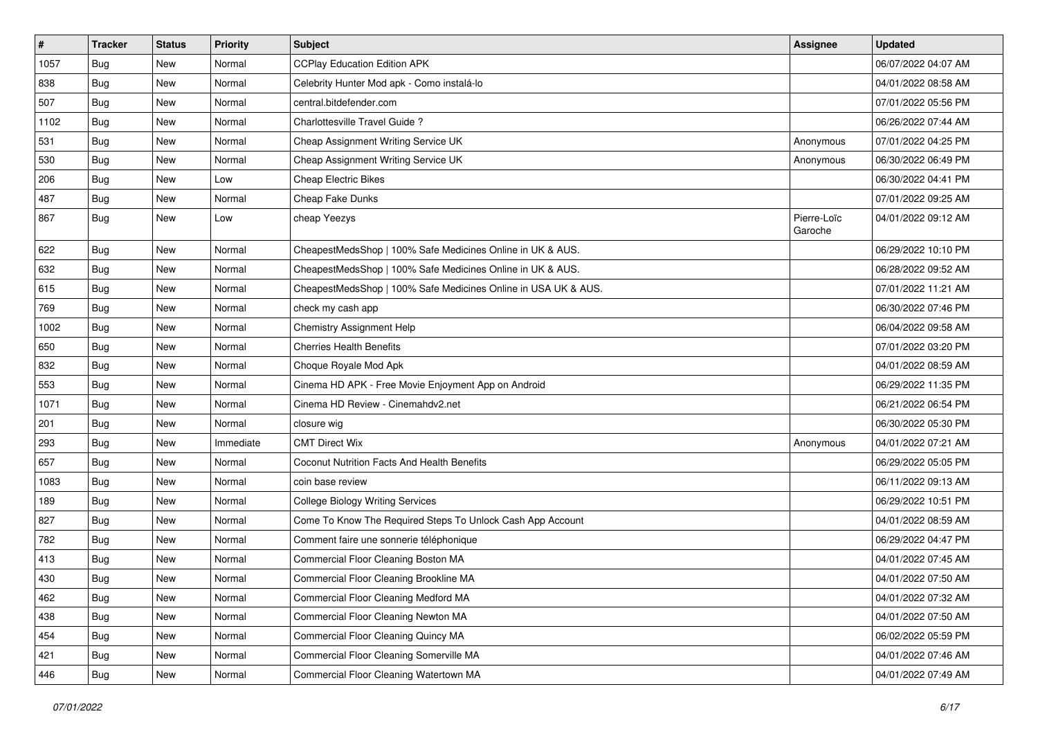| # | Tracker | Status | Priority | Subject | Assignee | Updated |
|---|---|---|---|---|---|---|
| 1057 | Bug | New | Normal | CCPlay Education Edition APK | | 06/07/2022 04:07 AM |
| 838 | Bug | New | Normal | Celebrity Hunter Mod apk - Como instalá-lo | | 04/01/2022 08:58 AM |
| 507 | Bug | New | Normal | central.bitdefender.com | | 07/01/2022 05:56 PM |
| 1102 | Bug | New | Normal | Charlottesville Travel Guide ? | | 06/26/2022 07:44 AM |
| 531 | Bug | New | Normal | Cheap Assignment Writing Service UK | Anonymous | 07/01/2022 04:25 PM |
| 530 | Bug | New | Normal | Cheap Assignment Writing Service UK | Anonymous | 06/30/2022 06:49 PM |
| 206 | Bug | New | Low | Cheap Electric Bikes | | 06/30/2022 04:41 PM |
| 487 | Bug | New | Normal | Cheap Fake Dunks | | 07/01/2022 09:25 AM |
| 867 | Bug | New | Low | cheap Yeezys | Pierre-Loïc Garoche | 04/01/2022 09:12 AM |
| 622 | Bug | New | Normal | CheapestMedsShop \| 100% Safe Medicines Online in UK & AUS. | | 06/29/2022 10:10 PM |
| 632 | Bug | New | Normal | CheapestMedsShop \| 100% Safe Medicines Online in UK & AUS. | | 06/28/2022 09:52 AM |
| 615 | Bug | New | Normal | CheapestMedsShop \| 100% Safe Medicines Online in USA UK & AUS. | | 07/01/2022 11:21 AM |
| 769 | Bug | New | Normal | check my cash app | | 06/30/2022 07:46 PM |
| 1002 | Bug | New | Normal | Chemistry Assignment Help | | 06/04/2022 09:58 AM |
| 650 | Bug | New | Normal | Cherries Health Benefits | | 07/01/2022 03:20 PM |
| 832 | Bug | New | Normal | Choque Royale Mod Apk | | 04/01/2022 08:59 AM |
| 553 | Bug | New | Normal | Cinema HD APK - Free Movie Enjoyment App on Android | | 06/29/2022 11:35 PM |
| 1071 | Bug | New | Normal | Cinema HD Review - Cinemahdv2.net | | 06/21/2022 06:54 PM |
| 201 | Bug | New | Normal | closure wig | | 06/30/2022 05:30 PM |
| 293 | Bug | New | Immediate | CMT Direct Wix | Anonymous | 04/01/2022 07:21 AM |
| 657 | Bug | New | Normal | Coconut Nutrition Facts And Health Benefits | | 06/29/2022 05:05 PM |
| 1083 | Bug | New | Normal | coin base review | | 06/11/2022 09:13 AM |
| 189 | Bug | New | Normal | College Biology Writing Services | | 06/29/2022 10:51 PM |
| 827 | Bug | New | Normal | Come To Know The Required Steps To Unlock Cash App Account | | 04/01/2022 08:59 AM |
| 782 | Bug | New | Normal | Comment faire une sonnerie téléphonique | | 06/29/2022 04:47 PM |
| 413 | Bug | New | Normal | Commercial Floor Cleaning Boston MA | | 04/01/2022 07:45 AM |
| 430 | Bug | New | Normal | Commercial Floor Cleaning Brookline MA | | 04/01/2022 07:50 AM |
| 462 | Bug | New | Normal | Commercial Floor Cleaning Medford MA | | 04/01/2022 07:32 AM |
| 438 | Bug | New | Normal | Commercial Floor Cleaning Newton MA | | 04/01/2022 07:50 AM |
| 454 | Bug | New | Normal | Commercial Floor Cleaning Quincy MA | | 06/02/2022 05:59 PM |
| 421 | Bug | New | Normal | Commercial Floor Cleaning Somerville MA | | 04/01/2022 07:46 AM |
| 446 | Bug | New | Normal | Commercial Floor Cleaning Watertown MA | | 04/01/2022 07:49 AM |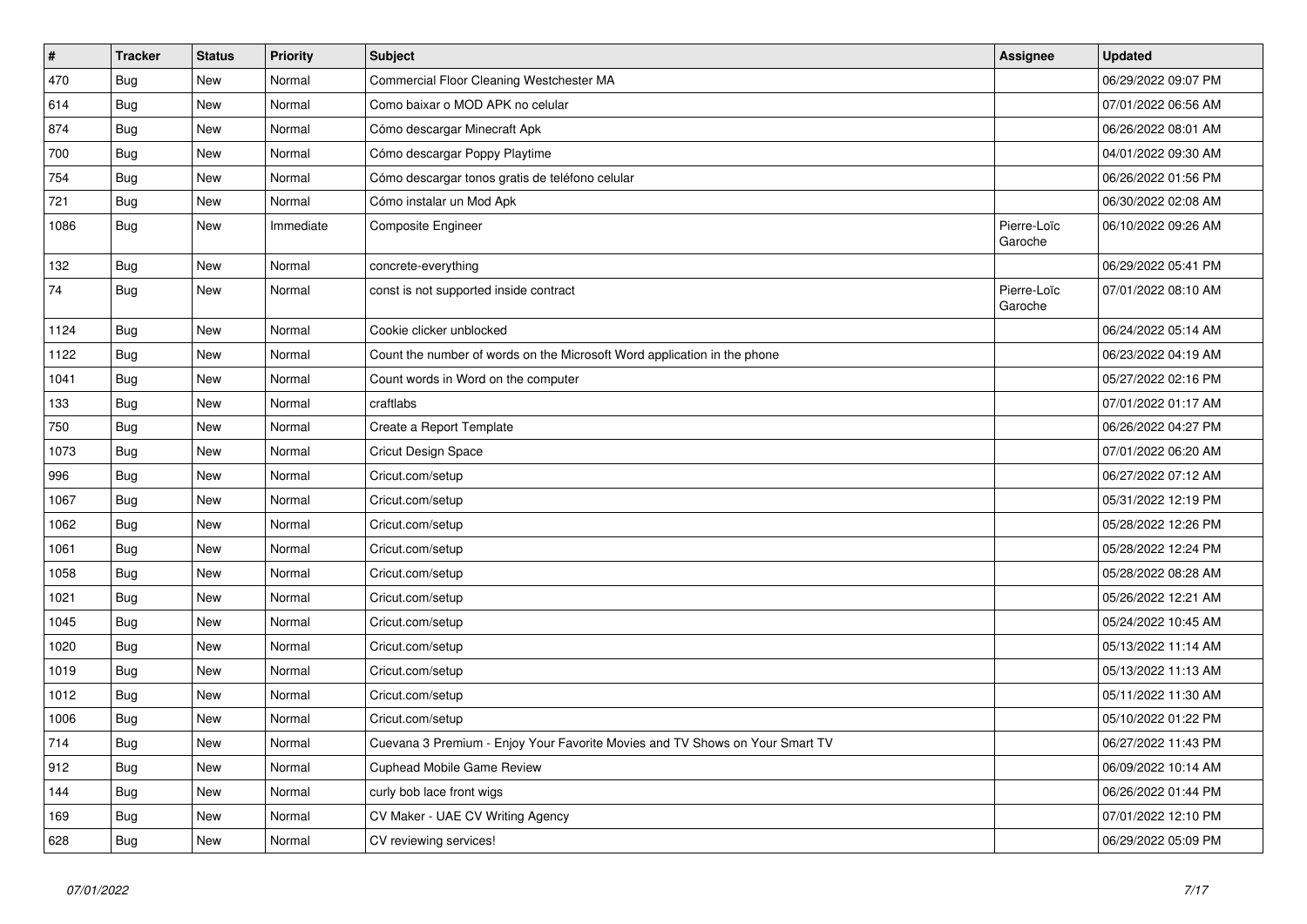| # | Tracker | Status | Priority | Subject | Assignee | Updated |
|---|---|---|---|---|---|---|
| 470 | Bug | New | Normal | Commercial Floor Cleaning Westchester MA | | 06/29/2022 09:07 PM |
| 614 | Bug | New | Normal | Como baixar o MOD APK no celular | | 07/01/2022 06:56 AM |
| 874 | Bug | New | Normal | Cómo descargar Minecraft Apk | | 06/26/2022 08:01 AM |
| 700 | Bug | New | Normal | Cómo descargar Poppy Playtime | | 04/01/2022 09:30 AM |
| 754 | Bug | New | Normal | Cómo descargar tonos gratis de teléfono celular | | 06/26/2022 01:56 PM |
| 721 | Bug | New | Normal | Cómo instalar un Mod Apk | | 06/30/2022 02:08 AM |
| 1086 | Bug | New | Immediate | Composite Engineer | Pierre-Loïc Garoche | 06/10/2022 09:26 AM |
| 132 | Bug | New | Normal | concrete-everything | | 06/29/2022 05:41 PM |
| 74 | Bug | New | Normal | const is not supported inside contract | Pierre-Loïc Garoche | 07/01/2022 08:10 AM |
| 1124 | Bug | New | Normal | Cookie clicker unblocked | | 06/24/2022 05:14 AM |
| 1122 | Bug | New | Normal | Count the number of words on the Microsoft Word application in the phone | | 06/23/2022 04:19 AM |
| 1041 | Bug | New | Normal | Count words in Word on the computer | | 05/27/2022 02:16 PM |
| 133 | Bug | New | Normal | craftlabs | | 07/01/2022 01:17 AM |
| 750 | Bug | New | Normal | Create a Report Template | | 06/26/2022 04:27 PM |
| 1073 | Bug | New | Normal | Cricut Design Space | | 07/01/2022 06:20 AM |
| 996 | Bug | New | Normal | Cricut.com/setup | | 06/27/2022 07:12 AM |
| 1067 | Bug | New | Normal | Cricut.com/setup | | 05/31/2022 12:19 PM |
| 1062 | Bug | New | Normal | Cricut.com/setup | | 05/28/2022 12:26 PM |
| 1061 | Bug | New | Normal | Cricut.com/setup | | 05/28/2022 12:24 PM |
| 1058 | Bug | New | Normal | Cricut.com/setup | | 05/28/2022 08:28 AM |
| 1021 | Bug | New | Normal | Cricut.com/setup | | 05/26/2022 12:21 AM |
| 1045 | Bug | New | Normal | Cricut.com/setup | | 05/24/2022 10:45 AM |
| 1020 | Bug | New | Normal | Cricut.com/setup | | 05/13/2022 11:14 AM |
| 1019 | Bug | New | Normal | Cricut.com/setup | | 05/13/2022 11:13 AM |
| 1012 | Bug | New | Normal | Cricut.com/setup | | 05/11/2022 11:30 AM |
| 1006 | Bug | New | Normal | Cricut.com/setup | | 05/10/2022 01:22 PM |
| 714 | Bug | New | Normal | Cuevana 3 Premium - Enjoy Your Favorite Movies and TV Shows on Your Smart TV | | 06/27/2022 11:43 PM |
| 912 | Bug | New | Normal | Cuphead Mobile Game Review | | 06/09/2022 10:14 AM |
| 144 | Bug | New | Normal | curly bob lace front wigs | | 06/26/2022 01:44 PM |
| 169 | Bug | New | Normal | CV Maker - UAE CV Writing Agency | | 07/01/2022 12:10 PM |
| 628 | Bug | New | Normal | CV reviewing services! | | 06/29/2022 05:09 PM |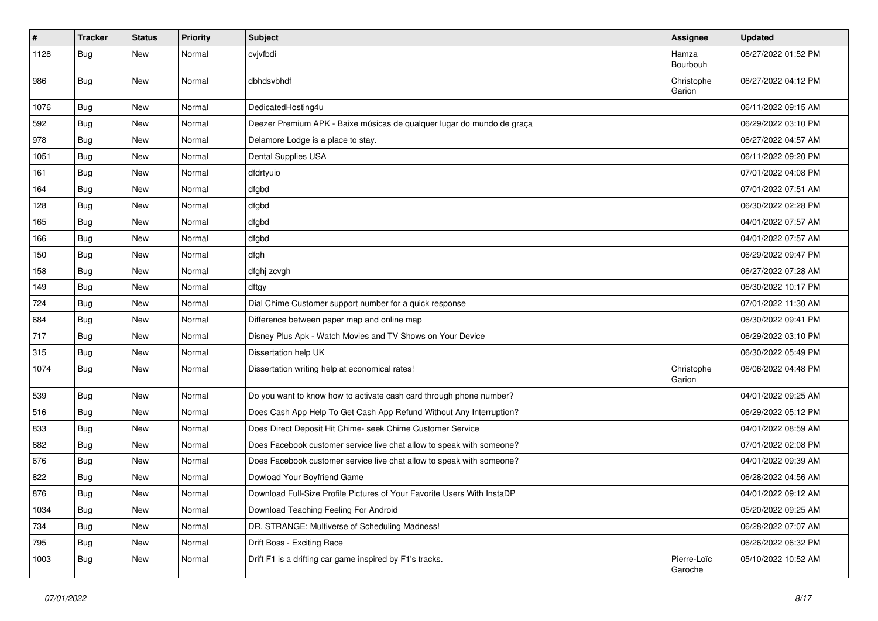| # | Tracker | Status | Priority | Subject | Assignee | Updated |
|---|---|---|---|---|---|---|
| 1128 | Bug | New | Normal | cvjvfbdi | Hamza Bourbouh | 06/27/2022 01:52 PM |
| 986 | Bug | New | Normal | dbhdsvbhdf | Christophe Garion | 06/27/2022 04:12 PM |
| 1076 | Bug | New | Normal | DedicatedHosting4u | | 06/11/2022 09:15 AM |
| 592 | Bug | New | Normal | Deezer Premium APK - Baixe músicas de qualquer lugar do mundo de graça | | 06/29/2022 03:10 PM |
| 978 | Bug | New | Normal | Delamore Lodge is a place to stay. | | 06/27/2022 04:57 AM |
| 1051 | Bug | New | Normal | Dental Supplies USA | | 06/11/2022 09:20 PM |
| 161 | Bug | New | Normal | dfdrtyuio | | 07/01/2022 04:08 PM |
| 164 | Bug | New | Normal | dfgbd | | 07/01/2022 07:51 AM |
| 128 | Bug | New | Normal | dfgbd | | 06/30/2022 02:28 PM |
| 165 | Bug | New | Normal | dfgbd | | 04/01/2022 07:57 AM |
| 166 | Bug | New | Normal | dfgbd | | 04/01/2022 07:57 AM |
| 150 | Bug | New | Normal | dfgh | | 06/29/2022 09:47 PM |
| 158 | Bug | New | Normal | dfghj zcvgh | | 06/27/2022 07:28 AM |
| 149 | Bug | New | Normal | dftgy | | 06/30/2022 10:17 PM |
| 724 | Bug | New | Normal | Dial Chime Customer support number for a quick response | | 07/01/2022 11:30 AM |
| 684 | Bug | New | Normal | Difference between paper map and online map | | 06/30/2022 09:41 PM |
| 717 | Bug | New | Normal | Disney Plus Apk - Watch Movies and TV Shows on Your Device | | 06/29/2022 03:10 PM |
| 315 | Bug | New | Normal | Dissertation help UK | | 06/30/2022 05:49 PM |
| 1074 | Bug | New | Normal | Dissertation writing help at economical rates! | Christophe Garion | 06/06/2022 04:48 PM |
| 539 | Bug | New | Normal | Do you want to know how to activate cash card through phone number? | | 04/01/2022 09:25 AM |
| 516 | Bug | New | Normal | Does Cash App Help To Get Cash App Refund Without Any Interruption? | | 06/29/2022 05:12 PM |
| 833 | Bug | New | Normal | Does Direct Deposit Hit Chime- seek Chime Customer Service | | 04/01/2022 08:59 AM |
| 682 | Bug | New | Normal | Does Facebook customer service live chat allow to speak with someone? | | 07/01/2022 02:08 PM |
| 676 | Bug | New | Normal | Does Facebook customer service live chat allow to speak with someone? | | 04/01/2022 09:39 AM |
| 822 | Bug | New | Normal | Dowload Your Boyfriend Game | | 06/28/2022 04:56 AM |
| 876 | Bug | New | Normal | Download Full-Size Profile Pictures of Your Favorite Users With InstaDP | | 04/01/2022 09:12 AM |
| 1034 | Bug | New | Normal | Download Teaching Feeling For Android | | 05/20/2022 09:25 AM |
| 734 | Bug | New | Normal | DR. STRANGE: Multiverse of Scheduling Madness! | | 06/28/2022 07:07 AM |
| 795 | Bug | New | Normal | Drift Boss - Exciting Race | | 06/26/2022 06:32 PM |
| 1003 | Bug | New | Normal | Drift F1 is a drifting car game inspired by F1's tracks. | Pierre-Loïc Garoche | 05/10/2022 10:52 AM |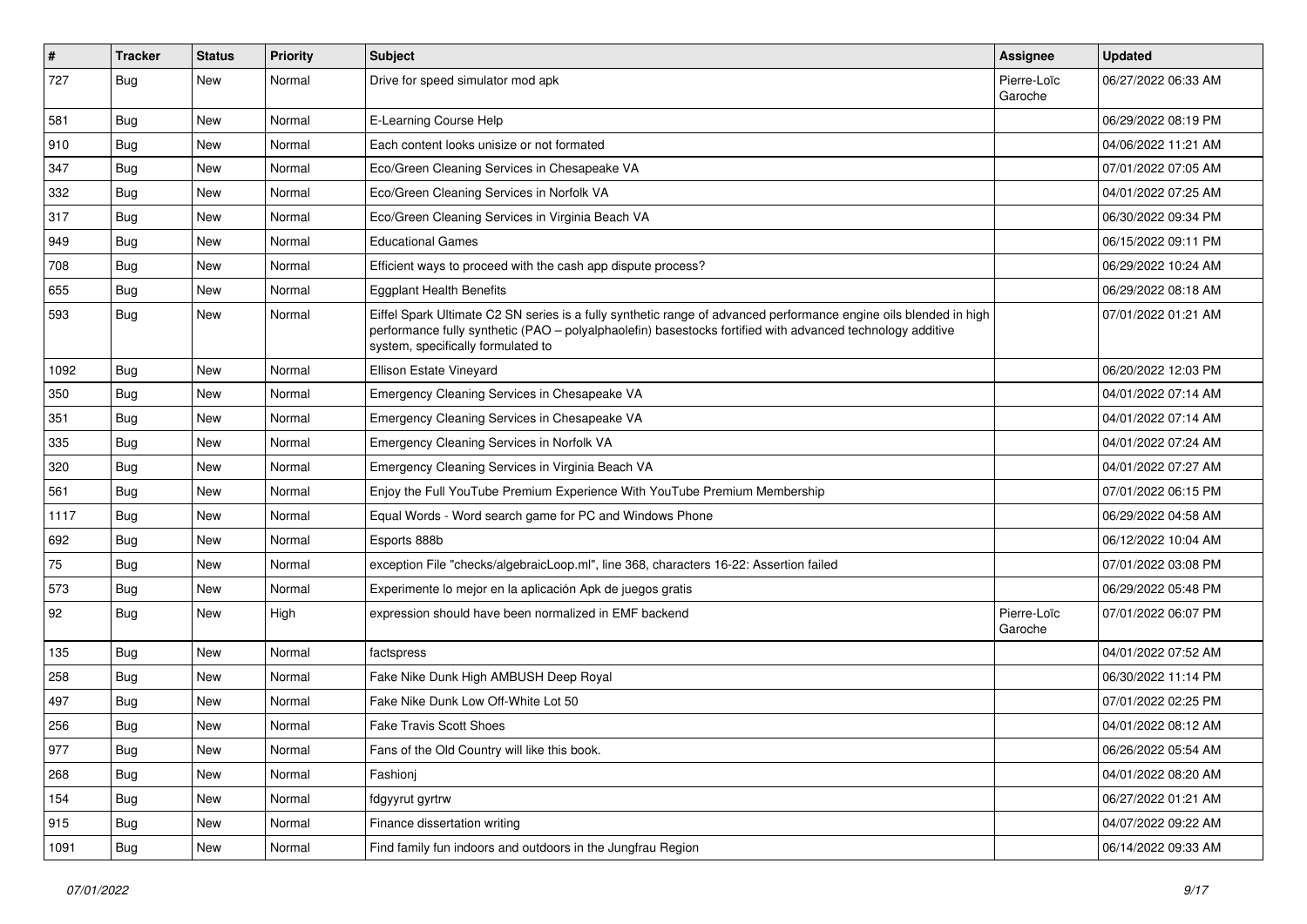| # | Tracker | Status | Priority | Subject | Assignee | Updated |
|---|---|---|---|---|---|---|
| 727 | Bug | New | Normal | Drive for speed simulator mod apk | Pierre-Loïc Garoche | 06/27/2022 06:33 AM |
| 581 | Bug | New | Normal | E-Learning Course Help | | 06/29/2022 08:19 PM |
| 910 | Bug | New | Normal | Each content looks unisize or not formated | | 04/06/2022 11:21 AM |
| 347 | Bug | New | Normal | Eco/Green Cleaning Services in Chesapeake VA | | 07/01/2022 07:05 AM |
| 332 | Bug | New | Normal | Eco/Green Cleaning Services in Norfolk VA | | 04/01/2022 07:25 AM |
| 317 | Bug | New | Normal | Eco/Green Cleaning Services in Virginia Beach VA | | 06/30/2022 09:34 PM |
| 949 | Bug | New | Normal | Educational Games | | 06/15/2022 09:11 PM |
| 708 | Bug | New | Normal | Efficient ways to proceed with the cash app dispute process? | | 06/29/2022 10:24 AM |
| 655 | Bug | New | Normal | Eggplant Health Benefits | | 06/29/2022 08:18 AM |
| 593 | Bug | New | Normal | Eiffel Spark Ultimate C2 SN series is a fully synthetic range of advanced performance engine oils blended in high performance fully synthetic (PAO – polyalphaolefin) basestocks fortified with advanced technology additive system, specifically formulated to | | 07/01/2022 01:21 AM |
| 1092 | Bug | New | Normal | Ellison Estate Vineyard | | 06/20/2022 12:03 PM |
| 350 | Bug | New | Normal | Emergency Cleaning Services in Chesapeake VA | | 04/01/2022 07:14 AM |
| 351 | Bug | New | Normal | Emergency Cleaning Services in Chesapeake VA | | 04/01/2022 07:14 AM |
| 335 | Bug | New | Normal | Emergency Cleaning Services in Norfolk VA | | 04/01/2022 07:24 AM |
| 320 | Bug | New | Normal | Emergency Cleaning Services in Virginia Beach VA | | 04/01/2022 07:27 AM |
| 561 | Bug | New | Normal | Enjoy the Full YouTube Premium Experience With YouTube Premium Membership | | 07/01/2022 06:15 PM |
| 1117 | Bug | New | Normal | Equal Words - Word search game for PC and Windows Phone | | 06/29/2022 04:58 AM |
| 692 | Bug | New | Normal | Esports 888b | | 06/12/2022 10:04 AM |
| 75 | Bug | New | Normal | exception File "checks/algebraicLoop.ml", line 368, characters 16-22: Assertion failed | | 07/01/2022 03:08 PM |
| 573 | Bug | New | Normal | Experimente lo mejor en la aplicación Apk de juegos gratis | | 06/29/2022 05:48 PM |
| 92 | Bug | New | High | expression should have been normalized in EMF backend | Pierre-Loïc Garoche | 07/01/2022 06:07 PM |
| 135 | Bug | New | Normal | factspress | | 04/01/2022 07:52 AM |
| 258 | Bug | New | Normal | Fake Nike Dunk High AMBUSH Deep Royal | | 06/30/2022 11:14 PM |
| 497 | Bug | New | Normal | Fake Nike Dunk Low Off-White Lot 50 | | 07/01/2022 02:25 PM |
| 256 | Bug | New | Normal | Fake Travis Scott Shoes | | 04/01/2022 08:12 AM |
| 977 | Bug | New | Normal | Fans of the Old Country will like this book. | | 06/26/2022 05:54 AM |
| 268 | Bug | New | Normal | Fashionj | | 04/01/2022 08:20 AM |
| 154 | Bug | New | Normal | fdgyyrut gyrtrw | | 06/27/2022 01:21 AM |
| 915 | Bug | New | Normal | Finance dissertation writing | | 04/07/2022 09:22 AM |
| 1091 | Bug | New | Normal | Find family fun indoors and outdoors in the Jungfrau Region | | 06/14/2022 09:33 AM |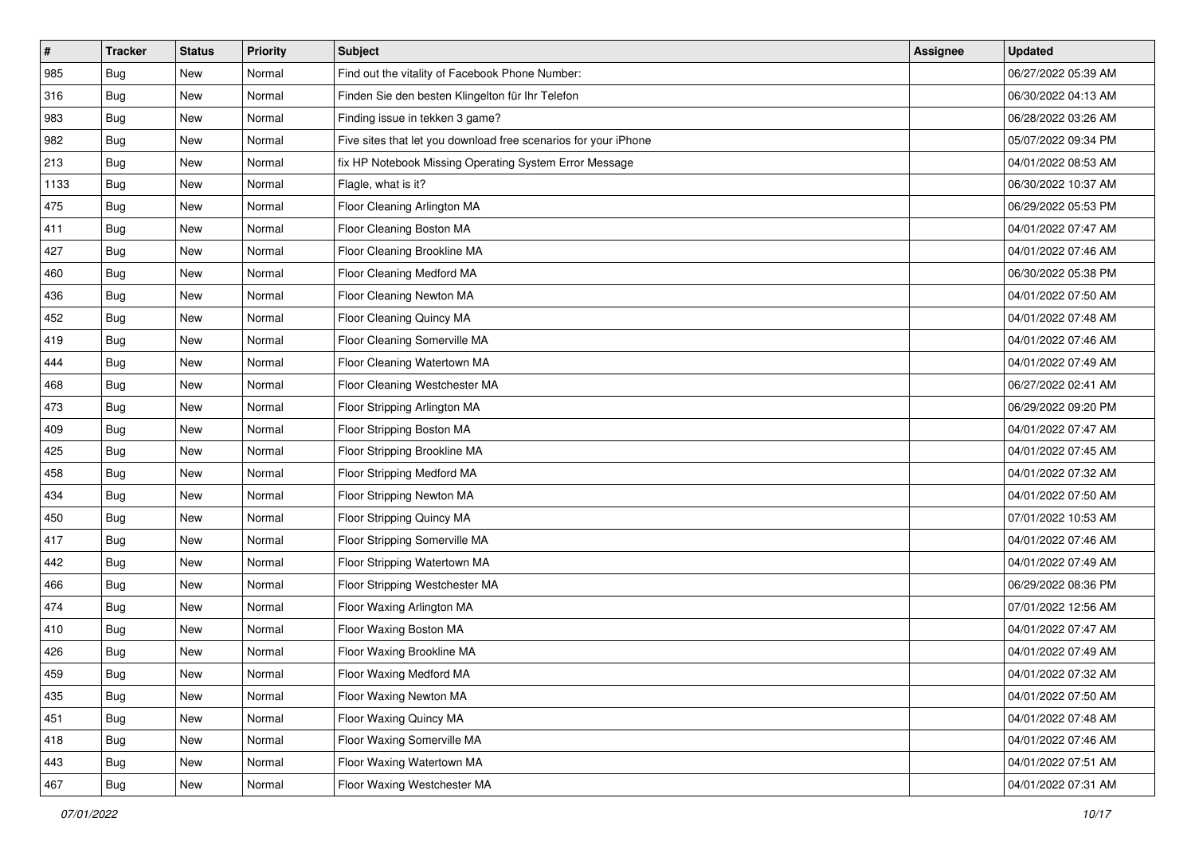| # | Tracker | Status | Priority | Subject | Assignee | Updated |
|---|---|---|---|---|---|---|
| 985 | Bug | New | Normal | Find out the vitality of Facebook Phone Number: | | 06/27/2022 05:39 AM |
| 316 | Bug | New | Normal | Finden Sie den besten Klingelton für Ihr Telefon | | 06/30/2022 04:13 AM |
| 983 | Bug | New | Normal | Finding issue in tekken 3 game? | | 06/28/2022 03:26 AM |
| 982 | Bug | New | Normal | Five sites that let you download free scenarios for your iPhone | | 05/07/2022 09:34 PM |
| 213 | Bug | New | Normal | fix HP Notebook Missing Operating System Error Message | | 04/01/2022 08:53 AM |
| 1133 | Bug | New | Normal | Flagle, what is it? | | 06/30/2022 10:37 AM |
| 475 | Bug | New | Normal | Floor Cleaning Arlington MA | | 06/29/2022 05:53 PM |
| 411 | Bug | New | Normal | Floor Cleaning Boston MA | | 04/01/2022 07:47 AM |
| 427 | Bug | New | Normal | Floor Cleaning Brookline MA | | 04/01/2022 07:46 AM |
| 460 | Bug | New | Normal | Floor Cleaning Medford MA | | 06/30/2022 05:38 PM |
| 436 | Bug | New | Normal | Floor Cleaning Newton MA | | 04/01/2022 07:50 AM |
| 452 | Bug | New | Normal | Floor Cleaning Quincy MA | | 04/01/2022 07:48 AM |
| 419 | Bug | New | Normal | Floor Cleaning Somerville MA | | 04/01/2022 07:46 AM |
| 444 | Bug | New | Normal | Floor Cleaning Watertown MA | | 04/01/2022 07:49 AM |
| 468 | Bug | New | Normal | Floor Cleaning Westchester MA | | 06/27/2022 02:41 AM |
| 473 | Bug | New | Normal | Floor Stripping Arlington MA | | 06/29/2022 09:20 PM |
| 409 | Bug | New | Normal | Floor Stripping Boston MA | | 04/01/2022 07:47 AM |
| 425 | Bug | New | Normal | Floor Stripping Brookline MA | | 04/01/2022 07:45 AM |
| 458 | Bug | New | Normal | Floor Stripping Medford MA | | 04/01/2022 07:32 AM |
| 434 | Bug | New | Normal | Floor Stripping Newton MA | | 04/01/2022 07:50 AM |
| 450 | Bug | New | Normal | Floor Stripping Quincy MA | | 07/01/2022 10:53 AM |
| 417 | Bug | New | Normal | Floor Stripping Somerville MA | | 04/01/2022 07:46 AM |
| 442 | Bug | New | Normal | Floor Stripping Watertown MA | | 04/01/2022 07:49 AM |
| 466 | Bug | New | Normal | Floor Stripping Westchester MA | | 06/29/2022 08:36 PM |
| 474 | Bug | New | Normal | Floor Waxing Arlington MA | | 07/01/2022 12:56 AM |
| 410 | Bug | New | Normal | Floor Waxing Boston MA | | 04/01/2022 07:47 AM |
| 426 | Bug | New | Normal | Floor Waxing Brookline MA | | 04/01/2022 07:49 AM |
| 459 | Bug | New | Normal | Floor Waxing Medford MA | | 04/01/2022 07:32 AM |
| 435 | Bug | New | Normal | Floor Waxing Newton MA | | 04/01/2022 07:50 AM |
| 451 | Bug | New | Normal | Floor Waxing Quincy MA | | 04/01/2022 07:48 AM |
| 418 | Bug | New | Normal | Floor Waxing Somerville MA | | 04/01/2022 07:46 AM |
| 443 | Bug | New | Normal | Floor Waxing Watertown MA | | 04/01/2022 07:51 AM |
| 467 | Bug | New | Normal | Floor Waxing Westchester MA | | 04/01/2022 07:31 AM |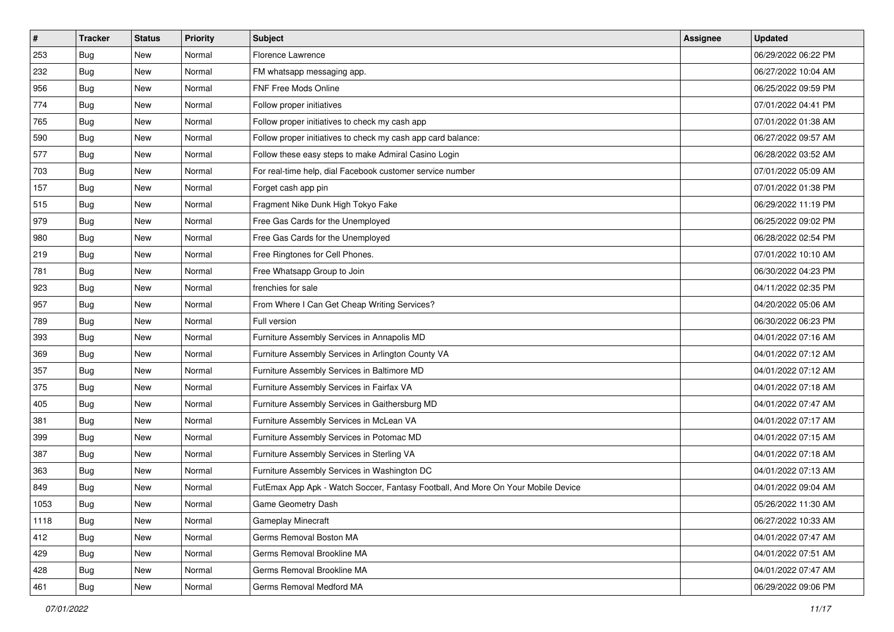| # | Tracker | Status | Priority | Subject | Assignee | Updated |
|---|---|---|---|---|---|---|
| 253 | Bug | New | Normal | Florence Lawrence | | 06/29/2022 06:22 PM |
| 232 | Bug | New | Normal | FM whatsapp messaging app. | | 06/27/2022 10:04 AM |
| 956 | Bug | New | Normal | FNF Free Mods Online | | 06/25/2022 09:59 PM |
| 774 | Bug | New | Normal | Follow proper initiatives | | 07/01/2022 04:41 PM |
| 765 | Bug | New | Normal | Follow proper initiatives to check my cash app | | 07/01/2022 01:38 AM |
| 590 | Bug | New | Normal | Follow proper initiatives to check my cash app card balance: | | 06/27/2022 09:57 AM |
| 577 | Bug | New | Normal | Follow these easy steps to make Admiral Casino Login | | 06/28/2022 03:52 AM |
| 703 | Bug | New | Normal | For real-time help, dial Facebook customer service number | | 07/01/2022 05:09 AM |
| 157 | Bug | New | Normal | Forget cash app pin | | 07/01/2022 01:38 PM |
| 515 | Bug | New | Normal | Fragment Nike Dunk High Tokyo Fake | | 06/29/2022 11:19 PM |
| 979 | Bug | New | Normal | Free Gas Cards for the Unemployed | | 06/25/2022 09:02 PM |
| 980 | Bug | New | Normal | Free Gas Cards for the Unemployed | | 06/28/2022 02:54 PM |
| 219 | Bug | New | Normal | Free Ringtones for Cell Phones. | | 07/01/2022 10:10 AM |
| 781 | Bug | New | Normal | Free Whatsapp Group to Join | | 06/30/2022 04:23 PM |
| 923 | Bug | New | Normal | frenchies for sale | | 04/11/2022 02:35 PM |
| 957 | Bug | New | Normal | From Where I Can Get Cheap Writing Services? | | 04/20/2022 05:06 AM |
| 789 | Bug | New | Normal | Full version | | 06/30/2022 06:23 PM |
| 393 | Bug | New | Normal | Furniture Assembly Services in Annapolis MD | | 04/01/2022 07:16 AM |
| 369 | Bug | New | Normal | Furniture Assembly Services in Arlington County VA | | 04/01/2022 07:12 AM |
| 357 | Bug | New | Normal | Furniture Assembly Services in Baltimore MD | | 04/01/2022 07:12 AM |
| 375 | Bug | New | Normal | Furniture Assembly Services in Fairfax VA | | 04/01/2022 07:18 AM |
| 405 | Bug | New | Normal | Furniture Assembly Services in Gaithersburg MD | | 04/01/2022 07:47 AM |
| 381 | Bug | New | Normal | Furniture Assembly Services in McLean VA | | 04/01/2022 07:17 AM |
| 399 | Bug | New | Normal | Furniture Assembly Services in Potomac MD | | 04/01/2022 07:15 AM |
| 387 | Bug | New | Normal | Furniture Assembly Services in Sterling VA | | 04/01/2022 07:18 AM |
| 363 | Bug | New | Normal | Furniture Assembly Services in Washington DC | | 04/01/2022 07:13 AM |
| 849 | Bug | New | Normal | FutEmax App Apk - Watch Soccer, Fantasy Football, And More On Your Mobile Device | | 04/01/2022 09:04 AM |
| 1053 | Bug | New | Normal | Game Geometry Dash | | 05/26/2022 11:30 AM |
| 1118 | Bug | New | Normal | Gameplay Minecraft | | 06/27/2022 10:33 AM |
| 412 | Bug | New | Normal | Germs Removal Boston MA | | 04/01/2022 07:47 AM |
| 429 | Bug | New | Normal | Germs Removal Brookline MA | | 04/01/2022 07:51 AM |
| 428 | Bug | New | Normal | Germs Removal Brookline MA | | 04/01/2022 07:47 AM |
| 461 | Bug | New | Normal | Germs Removal Medford MA | | 06/29/2022 09:06 PM |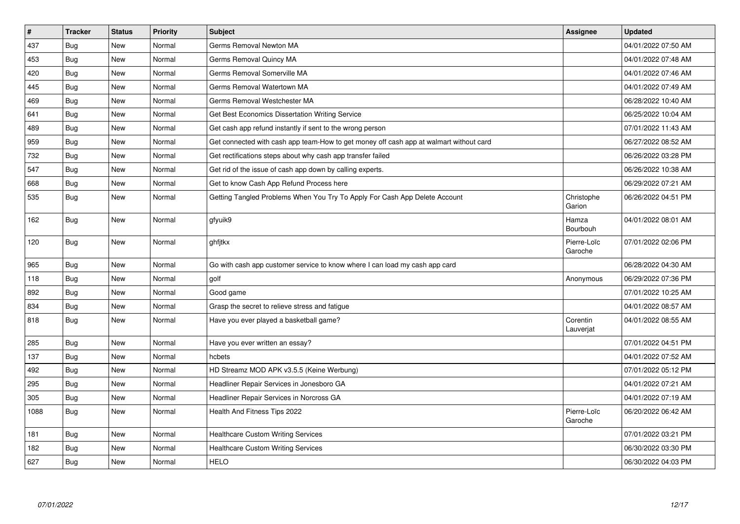| # | Tracker | Status | Priority | Subject | Assignee | Updated |
|---|---|---|---|---|---|---|
| 437 | Bug | New | Normal | Germs Removal Newton MA | | 04/01/2022 07:50 AM |
| 453 | Bug | New | Normal | Germs Removal Quincy MA | | 04/01/2022 07:48 AM |
| 420 | Bug | New | Normal | Germs Removal Somerville MA | | 04/01/2022 07:46 AM |
| 445 | Bug | New | Normal | Germs Removal Watertown MA | | 04/01/2022 07:49 AM |
| 469 | Bug | New | Normal | Germs Removal Westchester MA | | 06/28/2022 10:40 AM |
| 641 | Bug | New | Normal | Get Best Economics Dissertation Writing Service | | 06/25/2022 10:04 AM |
| 489 | Bug | New | Normal | Get cash app refund instantly if sent to the wrong person | | 07/01/2022 11:43 AM |
| 959 | Bug | New | Normal | Get connected with cash app team-How to get money off cash app at walmart without card | | 06/27/2022 08:52 AM |
| 732 | Bug | New | Normal | Get rectifications steps about why cash app transfer failed | | 06/26/2022 03:28 PM |
| 547 | Bug | New | Normal | Get rid of the issue of cash app down by calling experts. | | 06/26/2022 10:38 AM |
| 668 | Bug | New | Normal | Get to know Cash App Refund Process here | | 06/29/2022 07:21 AM |
| 535 | Bug | New | Normal | Getting Tangled Problems When You Try To Apply For Cash App Delete Account | Christophe Garion | 06/26/2022 04:51 PM |
| 162 | Bug | New | Normal | gfyuik9 | Hamza Bourbouh | 04/01/2022 08:01 AM |
| 120 | Bug | New | Normal | ghfjtkx | Pierre-Loïc Garoche | 07/01/2022 02:06 PM |
| 965 | Bug | New | Normal | Go with cash app customer service to know where I can load my cash app card | | 06/28/2022 04:30 AM |
| 118 | Bug | New | Normal | golf | Anonymous | 06/29/2022 07:36 PM |
| 892 | Bug | New | Normal | Good game | | 07/01/2022 10:25 AM |
| 834 | Bug | New | Normal | Grasp the secret to relieve stress and fatigue | | 04/01/2022 08:57 AM |
| 818 | Bug | New | Normal | Have you ever played a basketball game? | Corentin Lauverjat | 04/01/2022 08:55 AM |
| 285 | Bug | New | Normal | Have you ever written an essay? | | 07/01/2022 04:51 PM |
| 137 | Bug | New | Normal | hcbets | | 04/01/2022 07:52 AM |
| 492 | Bug | New | Normal | HD Streamz MOD APK v3.5.5 (Keine Werbung) | | 07/01/2022 05:12 PM |
| 295 | Bug | New | Normal | Headliner Repair Services in Jonesboro GA | | 04/01/2022 07:21 AM |
| 305 | Bug | New | Normal | Headliner Repair Services in Norcross GA | | 04/01/2022 07:19 AM |
| 1088 | Bug | New | Normal | Health And Fitness Tips 2022 | Pierre-Loïc Garoche | 06/20/2022 06:42 AM |
| 181 | Bug | New | Normal | Healthcare Custom Writing Services | | 07/01/2022 03:21 PM |
| 182 | Bug | New | Normal | Healthcare Custom Writing Services | | 06/30/2022 03:30 PM |
| 627 | Bug | New | Normal | HELO | | 06/30/2022 04:03 PM |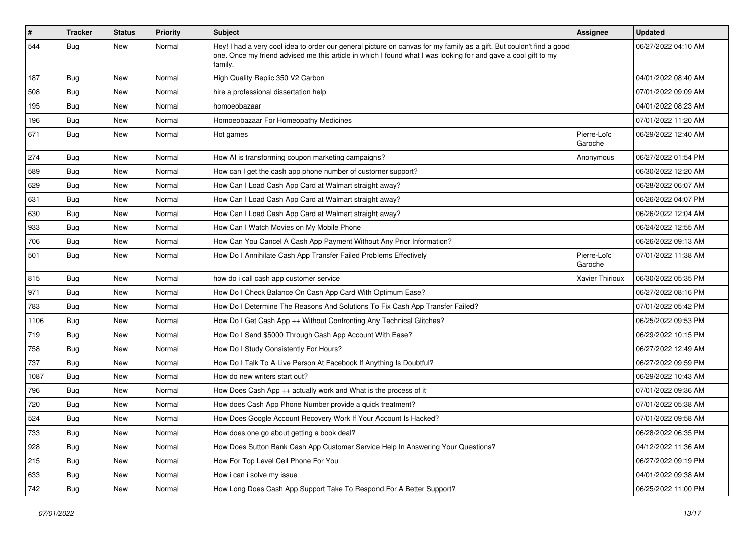| # | Tracker | Status | Priority | Subject | Assignee | Updated |
| --- | --- | --- | --- | --- | --- | --- |
| 544 | Bug | New | Normal | Hey! I had a very cool idea to order our general picture on canvas for my family as a gift. But couldn't find a good one. Once my friend advised me this article in which I found what I was looking for and gave a cool gift to my family. | | 06/27/2022 04:10 AM |
| 187 | Bug | New | Normal | High Quality Replic 350 V2 Carbon | | 04/01/2022 08:40 AM |
| 508 | Bug | New | Normal | hire a professional dissertation help | | 07/01/2022 09:09 AM |
| 195 | Bug | New | Normal | homoeobazaar | | 04/01/2022 08:23 AM |
| 196 | Bug | New | Normal | Homoeobazaar For Homeopathy Medicines | | 07/01/2022 11:20 AM |
| 671 | Bug | New | Normal | Hot games | Pierre-Loïc Garoche | 06/29/2022 12:40 AM |
| 274 | Bug | New | Normal | How AI is transforming coupon marketing campaigns? | Anonymous | 06/27/2022 01:54 PM |
| 589 | Bug | New | Normal | How can I get the cash app phone number of customer support? | | 06/30/2022 12:20 AM |
| 629 | Bug | New | Normal | How Can I Load Cash App Card at Walmart straight away? | | 06/28/2022 06:07 AM |
| 631 | Bug | New | Normal | How Can I Load Cash App Card at Walmart straight away? | | 06/26/2022 04:07 PM |
| 630 | Bug | New | Normal | How Can I Load Cash App Card at Walmart straight away? | | 06/26/2022 12:04 AM |
| 933 | Bug | New | Normal | How Can I Watch Movies on My Mobile Phone | | 06/24/2022 12:55 AM |
| 706 | Bug | New | Normal | How Can You Cancel A Cash App Payment Without Any Prior Information? | | 06/26/2022 09:13 AM |
| 501 | Bug | New | Normal | How Do I Annihilate Cash App Transfer Failed Problems Effectively | Pierre-Loïc Garoche | 07/01/2022 11:38 AM |
| 815 | Bug | New | Normal | how do i call cash app customer service | Xavier Thirioux | 06/30/2022 05:35 PM |
| 971 | Bug | New | Normal | How Do I Check Balance On Cash App Card With Optimum Ease? | | 06/27/2022 08:16 PM |
| 783 | Bug | New | Normal | How Do I Determine The Reasons And Solutions To Fix Cash App Transfer Failed? | | 07/01/2022 05:42 PM |
| 1106 | Bug | New | Normal | How Do I Get Cash App ++ Without Confronting Any Technical Glitches? | | 06/25/2022 09:53 PM |
| 719 | Bug | New | Normal | How Do I Send $5000 Through Cash App Account With Ease? | | 06/29/2022 10:15 PM |
| 758 | Bug | New | Normal | How Do I Study Consistently For Hours? | | 06/27/2022 12:49 AM |
| 737 | Bug | New | Normal | How Do I Talk To A Live Person At Facebook If Anything Is Doubtful? | | 06/27/2022 09:59 PM |
| 1087 | Bug | New | Normal | How do new writers start out? | | 06/29/2022 10:43 AM |
| 796 | Bug | New | Normal | How Does Cash App ++ actually work and What is the process of it | | 07/01/2022 09:36 AM |
| 720 | Bug | New | Normal | How does Cash App Phone Number provide a quick treatment? | | 07/01/2022 05:38 AM |
| 524 | Bug | New | Normal | How Does Google Account Recovery Work If Your Account Is Hacked? | | 07/01/2022 09:58 AM |
| 733 | Bug | New | Normal | How does one go about getting a book deal? | | 06/28/2022 06:35 PM |
| 928 | Bug | New | Normal | How Does Sutton Bank Cash App Customer Service Help In Answering Your Questions? | | 04/12/2022 11:36 AM |
| 215 | Bug | New | Normal | How For Top Level Cell Phone For You | | 06/27/2022 09:19 PM |
| 633 | Bug | New | Normal | How i can i solve my issue | | 04/01/2022 09:38 AM |
| 742 | Bug | New | Normal | How Long Does Cash App Support Take To Respond For A Better Support? | | 06/25/2022 11:00 PM |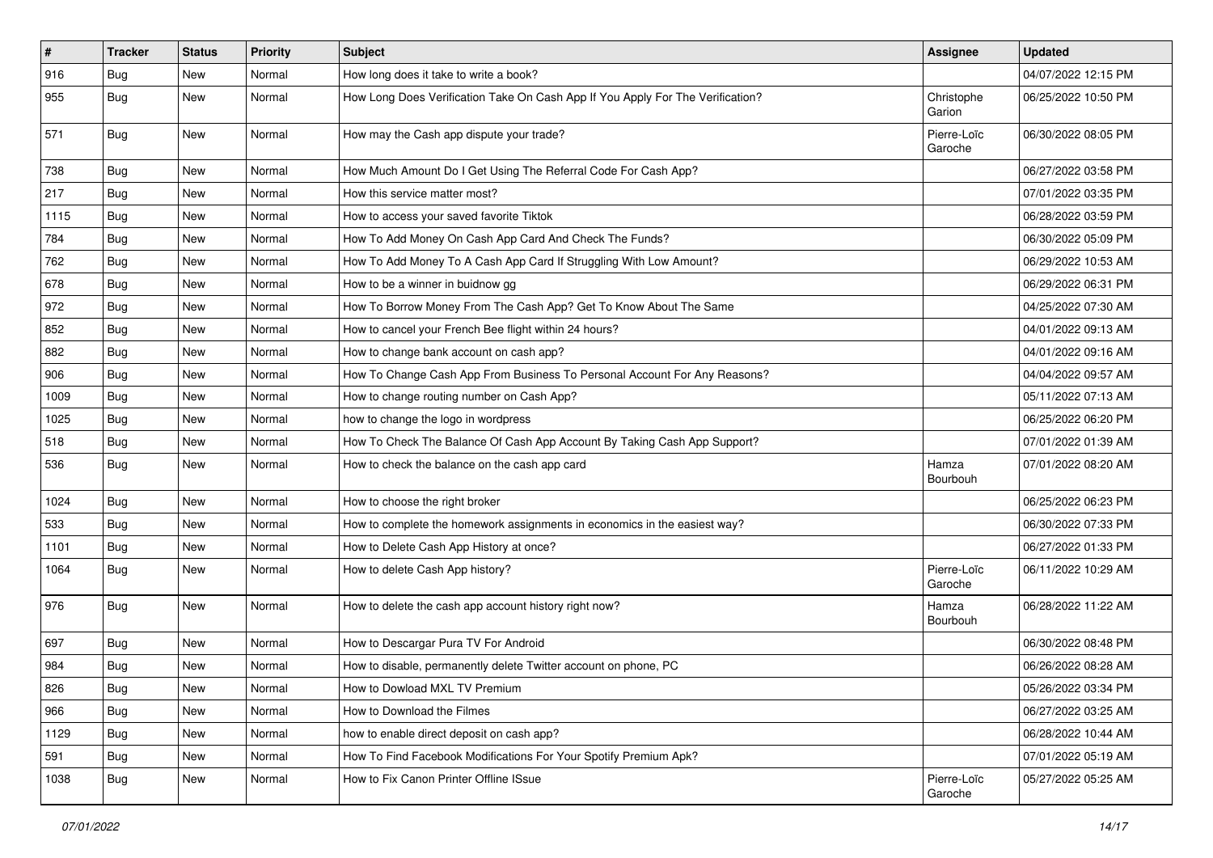| # | Tracker | Status | Priority | Subject | Assignee | Updated |
|---|---|---|---|---|---|---|
| 916 | Bug | New | Normal | How long does it take to write a book? | | 04/07/2022 12:15 PM |
| 955 | Bug | New | Normal | How Long Does Verification Take On Cash App If You Apply For The Verification? | Christophe Garion | 06/25/2022 10:50 PM |
| 571 | Bug | New | Normal | How may the Cash app dispute your trade? | Pierre-Loïc Garoche | 06/30/2022 08:05 PM |
| 738 | Bug | New | Normal | How Much Amount Do I Get Using The Referral Code For Cash App? | | 06/27/2022 03:58 PM |
| 217 | Bug | New | Normal | How this service matter most? | | 07/01/2022 03:35 PM |
| 1115 | Bug | New | Normal | How to access your saved favorite Tiktok | | 06/28/2022 03:59 PM |
| 784 | Bug | New | Normal | How To Add Money On Cash App Card And Check The Funds? | | 06/30/2022 05:09 PM |
| 762 | Bug | New | Normal | How To Add Money To A Cash App Card If Struggling With Low Amount? | | 06/29/2022 10:53 AM |
| 678 | Bug | New | Normal | How to be a winner in buidnow gg | | 06/29/2022 06:31 PM |
| 972 | Bug | New | Normal | How To Borrow Money From The Cash App? Get To Know About The Same | | 04/25/2022 07:30 AM |
| 852 | Bug | New | Normal | How to cancel your French Bee flight within 24 hours? | | 04/01/2022 09:13 AM |
| 882 | Bug | New | Normal | How to change bank account on cash app? | | 04/01/2022 09:16 AM |
| 906 | Bug | New | Normal | How To Change Cash App From Business To Personal Account For Any Reasons? | | 04/04/2022 09:57 AM |
| 1009 | Bug | New | Normal | How to change routing number on Cash App? | | 05/11/2022 07:13 AM |
| 1025 | Bug | New | Normal | how to change the logo in wordpress | | 06/25/2022 06:20 PM |
| 518 | Bug | New | Normal | How To Check The Balance Of Cash App Account By Taking Cash App Support? | | 07/01/2022 01:39 AM |
| 536 | Bug | New | Normal | How to check the balance on the cash app card | Hamza Bourbouh | 07/01/2022 08:20 AM |
| 1024 | Bug | New | Normal | How to choose the right broker | | 06/25/2022 06:23 PM |
| 533 | Bug | New | Normal | How to complete the homework assignments in economics in the easiest way? | | 06/30/2022 07:33 PM |
| 1101 | Bug | New | Normal | How to Delete Cash App History at once? | | 06/27/2022 01:33 PM |
| 1064 | Bug | New | Normal | How to delete Cash App history? | Pierre-Loïc Garoche | 06/11/2022 10:29 AM |
| 976 | Bug | New | Normal | How to delete the cash app account history right now? | Hamza Bourbouh | 06/28/2022 11:22 AM |
| 697 | Bug | New | Normal | How to Descargar Pura TV For Android | | 06/30/2022 08:48 PM |
| 984 | Bug | New | Normal | How to disable, permanently delete Twitter account on phone, PC | | 06/26/2022 08:28 AM |
| 826 | Bug | New | Normal | How to Dowload MXL TV Premium | | 05/26/2022 03:34 PM |
| 966 | Bug | New | Normal | How to Download the Filmes | | 06/27/2022 03:25 AM |
| 1129 | Bug | New | Normal | how to enable direct deposit on cash app? | | 06/28/2022 10:44 AM |
| 591 | Bug | New | Normal | How To Find Facebook Modifications For Your Spotify Premium Apk? | | 07/01/2022 05:19 AM |
| 1038 | Bug | New | Normal | How to Fix Canon Printer Offline ISsue | Pierre-Loïc Garoche | 05/27/2022 05:25 AM |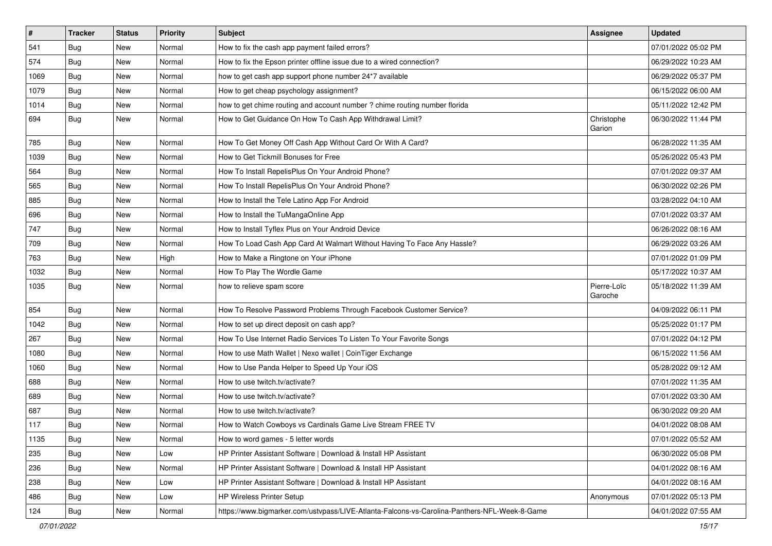| # | Tracker | Status | Priority | Subject | Assignee | Updated |
|---|---|---|---|---|---|---|
| 541 | Bug | New | Normal | How to fix the cash app payment failed errors? | | 07/01/2022 05:02 PM |
| 574 | Bug | New | Normal | How to fix the Epson printer offline issue due to a wired connection? | | 06/29/2022 10:23 AM |
| 1069 | Bug | New | Normal | how to get cash app support phone number 24*7 available | | 06/29/2022 05:37 PM |
| 1079 | Bug | New | Normal | How to get cheap psychology assignment? | | 06/15/2022 06:00 AM |
| 1014 | Bug | New | Normal | how to get chime routing and account number ? chime routing number florida | | 05/11/2022 12:42 PM |
| 694 | Bug | New | Normal | How to Get Guidance On How To Cash App Withdrawal Limit? | Christophe Garion | 06/30/2022 11:44 PM |
| 785 | Bug | New | Normal | How To Get Money Off Cash App Without Card Or With A Card? | | 06/28/2022 11:35 AM |
| 1039 | Bug | New | Normal | How to Get Tickmill Bonuses for Free | | 05/26/2022 05:43 PM |
| 564 | Bug | New | Normal | How To Install RepelisPlus On Your Android Phone? | | 07/01/2022 09:37 AM |
| 565 | Bug | New | Normal | How To Install RepelisPlus On Your Android Phone? | | 06/30/2022 02:26 PM |
| 885 | Bug | New | Normal | How to Install the Tele Latino App For Android | | 03/28/2022 04:10 AM |
| 696 | Bug | New | Normal | How to Install the TuMangaOnline App | | 07/01/2022 03:37 AM |
| 747 | Bug | New | Normal | How to Install Tyflex Plus on Your Android Device | | 06/26/2022 08:16 AM |
| 709 | Bug | New | Normal | How To Load Cash App Card At Walmart Without Having To Face Any Hassle? | | 06/29/2022 03:26 AM |
| 763 | Bug | New | High | How to Make a Ringtone on Your iPhone | | 07/01/2022 01:09 PM |
| 1032 | Bug | New | Normal | How To Play The Wordle Game | | 05/17/2022 10:37 AM |
| 1035 | Bug | New | Normal | how to relieve spam score | Pierre-Loïc Garoche | 05/18/2022 11:39 AM |
| 854 | Bug | New | Normal | How To Resolve Password Problems Through Facebook Customer Service? | | 04/09/2022 06:11 PM |
| 1042 | Bug | New | Normal | How to set up direct deposit on cash app? | | 05/25/2022 01:17 PM |
| 267 | Bug | New | Normal | How To Use Internet Radio Services To Listen To Your Favorite Songs | | 07/01/2022 04:12 PM |
| 1080 | Bug | New | Normal | How to use Math Wallet \| Nexo wallet \| CoinTiger Exchange | | 06/15/2022 11:56 AM |
| 1060 | Bug | New | Normal | How to Use Panda Helper to Speed Up Your iOS | | 05/28/2022 09:12 AM |
| 688 | Bug | New | Normal | How to use twitch.tv/activate? | | 07/01/2022 11:35 AM |
| 689 | Bug | New | Normal | How to use twitch.tv/activate? | | 07/01/2022 03:30 AM |
| 687 | Bug | New | Normal | How to use twitch.tv/activate? | | 06/30/2022 09:20 AM |
| 117 | Bug | New | Normal | How to Watch Cowboys vs Cardinals Game Live Stream FREE TV | | 04/01/2022 08:08 AM |
| 1135 | Bug | New | Normal | How to word games - 5 letter words | | 07/01/2022 05:52 AM |
| 235 | Bug | New | Low | HP Printer Assistant Software \| Download & Install HP Assistant | | 06/30/2022 05:08 PM |
| 236 | Bug | New | Normal | HP Printer Assistant Software \| Download & Install HP Assistant | | 04/01/2022 08:16 AM |
| 238 | Bug | New | Low | HP Printer Assistant Software \| Download & Install HP Assistant | | 04/01/2022 08:16 AM |
| 486 | Bug | New | Low | HP Wireless Printer Setup | Anonymous | 07/01/2022 05:13 PM |
| 124 | Bug | New | Normal | https://www.bigmarker.com/ustvpass/LIVE-Atlanta-Falcons-vs-Carolina-Panthers-NFL-Week-8-Game | | 04/01/2022 07:55 AM |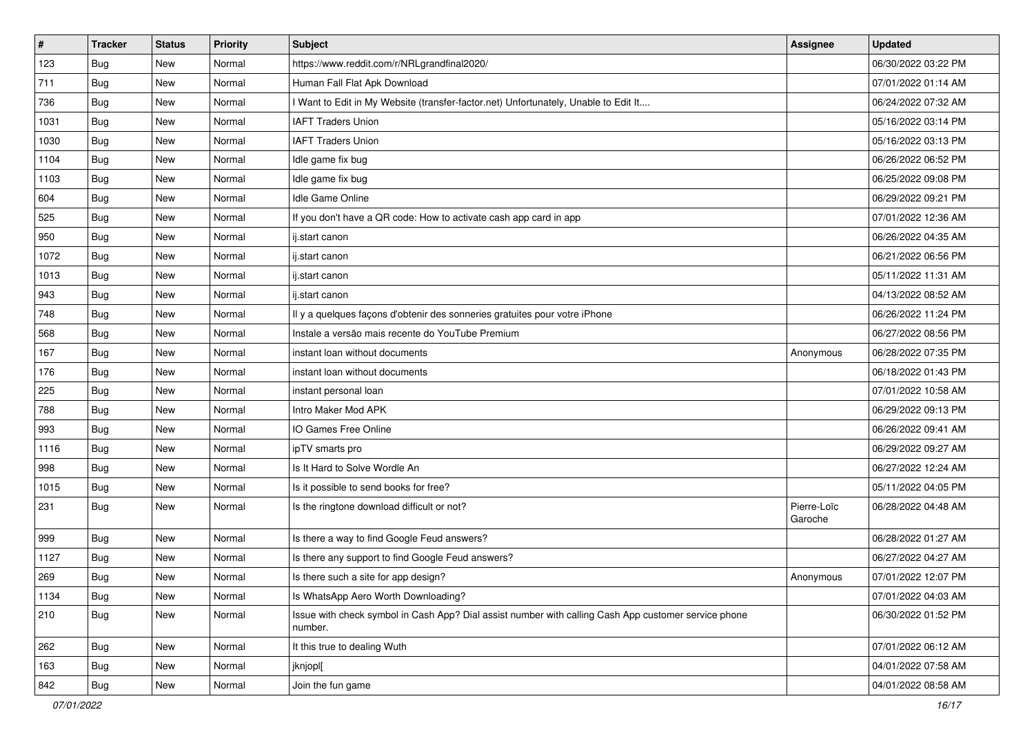| # | Tracker | Status | Priority | Subject | Assignee | Updated |
|---|---|---|---|---|---|---|
| 123 | Bug | New | Normal | https://www.reddit.com/r/NRLgrandfinal2020/ | | 06/30/2022 03:22 PM |
| 711 | Bug | New | Normal | Human Fall Flat Apk Download | | 07/01/2022 01:14 AM |
| 736 | Bug | New | Normal | I Want to Edit in My Website (transfer-factor.net) Unfortunately, Unable to Edit It.... | | 06/24/2022 07:32 AM |
| 1031 | Bug | New | Normal | IAFT Traders Union | | 05/16/2022 03:14 PM |
| 1030 | Bug | New | Normal | IAFT Traders Union | | 05/16/2022 03:13 PM |
| 1104 | Bug | New | Normal | Idle game fix bug | | 06/26/2022 06:52 PM |
| 1103 | Bug | New | Normal | Idle game fix bug | | 06/25/2022 09:08 PM |
| 604 | Bug | New | Normal | Idle Game Online | | 06/29/2022 09:21 PM |
| 525 | Bug | New | Normal | If you don't have a QR code: How to activate cash app card in app | | 07/01/2022 12:36 AM |
| 950 | Bug | New | Normal | ij.start canon | | 06/26/2022 04:35 AM |
| 1072 | Bug | New | Normal | ij.start canon | | 06/21/2022 06:56 PM |
| 1013 | Bug | New | Normal | ij.start canon | | 05/11/2022 11:31 AM |
| 943 | Bug | New | Normal | ij.start canon | | 04/13/2022 08:52 AM |
| 748 | Bug | New | Normal | Il y a quelques façons d'obtenir des sonneries gratuites pour votre iPhone | | 06/26/2022 11:24 PM |
| 568 | Bug | New | Normal | Instale a versão mais recente do YouTube Premium | | 06/27/2022 08:56 PM |
| 167 | Bug | New | Normal | instant loan without documents | Anonymous | 06/28/2022 07:35 PM |
| 176 | Bug | New | Normal | instant loan without documents | | 06/18/2022 01:43 PM |
| 225 | Bug | New | Normal | instant personal loan | | 07/01/2022 10:58 AM |
| 788 | Bug | New | Normal | Intro Maker Mod APK | | 06/29/2022 09:13 PM |
| 993 | Bug | New | Normal | IO Games Free Online | | 06/26/2022 09:41 AM |
| 1116 | Bug | New | Normal | ipTV smarts pro | | 06/29/2022 09:27 AM |
| 998 | Bug | New | Normal | Is It Hard to Solve Wordle An | | 06/27/2022 12:24 AM |
| 1015 | Bug | New | Normal | Is it possible to send books for free? | | 05/11/2022 04:05 PM |
| 231 | Bug | New | Normal | Is the ringtone download difficult or not? | Pierre-Loïc Garoche | 06/28/2022 04:48 AM |
| 999 | Bug | New | Normal | Is there a way to find Google Feud answers? | | 06/28/2022 01:27 AM |
| 1127 | Bug | New | Normal | Is there any support to find Google Feud answers? | | 06/27/2022 04:27 AM |
| 269 | Bug | New | Normal | Is there such a site for app design? | Anonymous | 07/01/2022 12:07 PM |
| 1134 | Bug | New | Normal | Is WhatsApp Aero Worth Downloading? | | 07/01/2022 04:03 AM |
| 210 | Bug | New | Normal | Issue with check symbol in Cash App? Dial assist number with calling Cash App customer service phone number. | | 06/30/2022 01:52 PM |
| 262 | Bug | New | Normal | It this true to dealing Wuth | | 07/01/2022 06:12 AM |
| 163 | Bug | New | Normal | jknjopl[ | | 04/01/2022 07:58 AM |
| 842 | Bug | New | Normal | Join the fun game | | 04/01/2022 08:58 AM |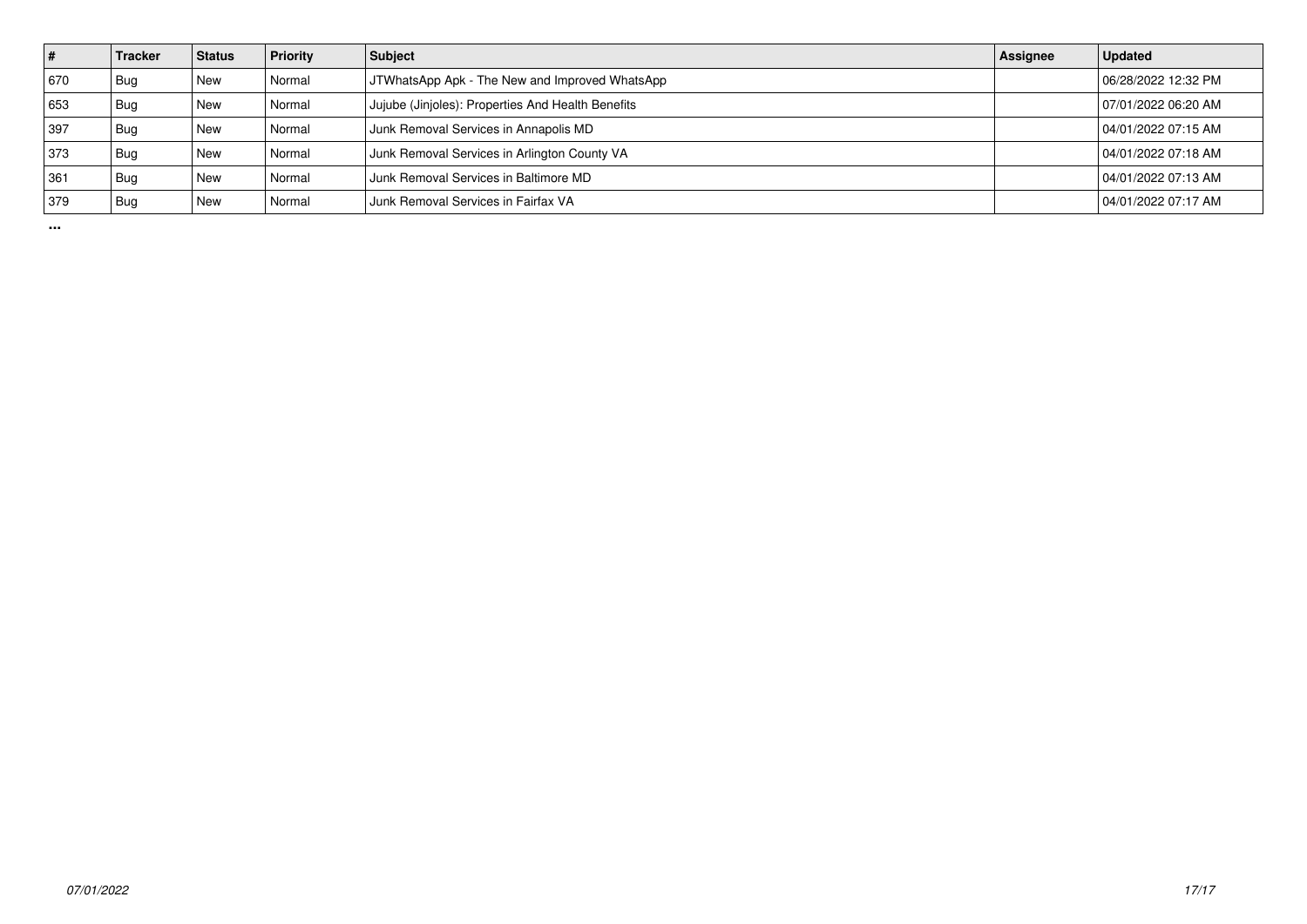| # | Tracker | Status | Priority | Subject | Assignee | Updated |
|---|---|---|---|---|---|---|
| 670 | Bug | New | Normal | JTWhatsApp Apk - The New and Improved WhatsApp | | 06/28/2022 12:32 PM |
| 653 | Bug | New | Normal | Jujube (Jinjoles): Properties And Health Benefits | | 07/01/2022 06:20 AM |
| 397 | Bug | New | Normal | Junk Removal Services in Annapolis MD | | 04/01/2022 07:15 AM |
| 373 | Bug | New | Normal | Junk Removal Services in Arlington County VA | | 04/01/2022 07:18 AM |
| 361 | Bug | New | Normal | Junk Removal Services in Baltimore MD | | 04/01/2022 07:13 AM |
| 379 | Bug | New | Normal | Junk Removal Services in Fairfax VA | | 04/01/2022 07:17 AM |

...